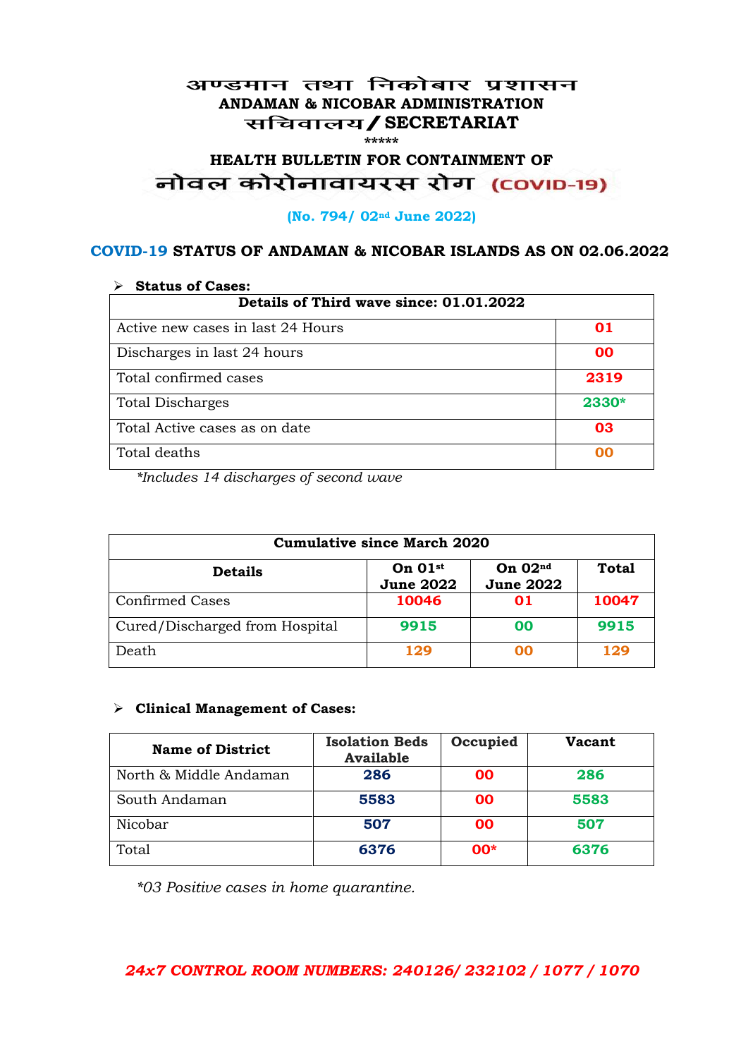# अण्डमान तथा निकोबार प्रशासन
## ANDAMAN & NICOBAR ADMINISTRATION
## सचिवालय / SECRETARIAT

*****

## HEALTH BULLETIN FOR CONTAINMENT OF
## नोवल कोरोनावायरस रोग (COVID-19)

**(No. 794/ 02nd June 2022)**

### COVID-19 STATUS OF ANDAMAN & NICOBAR ISLANDS AS ON 02.06.2022

- **Status of Cases:**

| Details of Third wave since: 01.01.2022 | |
|---|---|
| Active new cases in last 24 Hours | 01 |
| Discharges in last 24 hours | 00 |
| Total confirmed cases | 2319 |
| Total Discharges | 2330* |
| Total Active cases as on date | 03 |
| Total deaths | 00 |

*Includes 14 discharges of second wave*

| Cumulative since March 2020 | | | |
|---|---|---|---|
| **Details** | **On 01st June 2022** | **On 02nd June 2022** | **Total** |
| Confirmed Cases | 10046 | 01 | 10047 |
| Cured/Discharged from Hospital | 9915 | 00 | 9915 |
| Death | 129 | 00 | 129 |

- **Clinical Management of Cases:**

| Name of District | Isolation Beds Available | Occupied | Vacant |
|---|---|---|---|
| North & Middle Andaman | 286 | 00 | 286 |
| South Andaman | 5583 | 00 | 5583 |
| Nicobar | 507 | 00 | 507 |
| Total | 6376 | 00* | 6376 |

*\*03 Positive cases in home quarantine.*

***24x7 CONTROL ROOM NUMBERS: 240126/ 232102 / 1077 / 1070***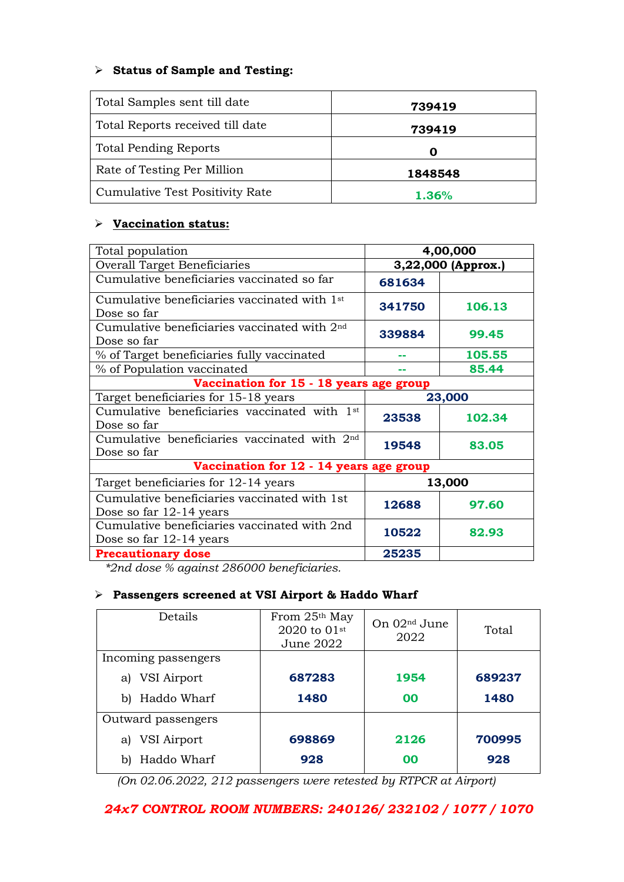- **Status of Sample and Testing:**

| | |
|---|---|
| Total Samples sent till date | **739419** |
| Total Reports received till date | **739419** |
| Total Pending Reports | **0** |
| Rate of Testing Per Million | **1848548** |
| Cumulative Test Positivity Rate | **1.36%** |

- **Vaccination status:**

| | | |
|---|---|---|
| Total population | **4,00,000** | |
| Overall Target Beneficiaries | **3,22,000 (Approx.)** | |
| Cumulative beneficiaries vaccinated so far | **681634** | |
| Cumulative beneficiaries vaccinated with 1st Dose so far | **341750** | **106.13** |
| Cumulative beneficiaries vaccinated with 2nd Dose so far | **339884** | **99.45** |
| % of Target beneficiaries fully vaccinated | **--** | **105.55** |
| % of Population vaccinated | **--** | **85.44** |
| **Vaccination for 15 - 18 years age group** | | |
| Target beneficiaries for 15-18 years | **23,000** | |
| Cumulative beneficiaries vaccinated with 1st Dose so far | **23538** | **102.34** |
| Cumulative beneficiaries vaccinated with 2nd Dose so far | **19548** | **83.05** |
| **Vaccination for 12 - 14 years age group** | | |
| Target beneficiaries for 12-14 years | **13,000** | |
| Cumulative beneficiaries vaccinated with 1st Dose so far 12-14 years | **12688** | **97.60** |
| Cumulative beneficiaries vaccinated with 2nd Dose so far 12-14 years | **10522** | **82.93** |
| **Precautionary dose** | **25235** | |

*\*2nd dose % against 286000 beneficiaries.*

- **Passengers screened at VSI Airport & Haddo Wharf**

| Details | From 25th May 2020 to 01st June 2022 | On 02nd June 2022 | Total |
|---|---|---|---|
| Incoming passengers | | | |
| a) VSI Airport | **687283** | **1954** | **689237** |
| b) Haddo Wharf | **1480** | **00** | **1480** |
| Outward passengers | | | |
| a) VSI Airport | **698869** | **2126** | **700995** |
| b) Haddo Wharf | **928** | **00** | **928** |

*(On 02.06.2022, 212 passengers were retested by RTPCR at Airport)*

***24x7 CONTROL ROOM NUMBERS: 240126/ 232102 / 1077 / 1070***